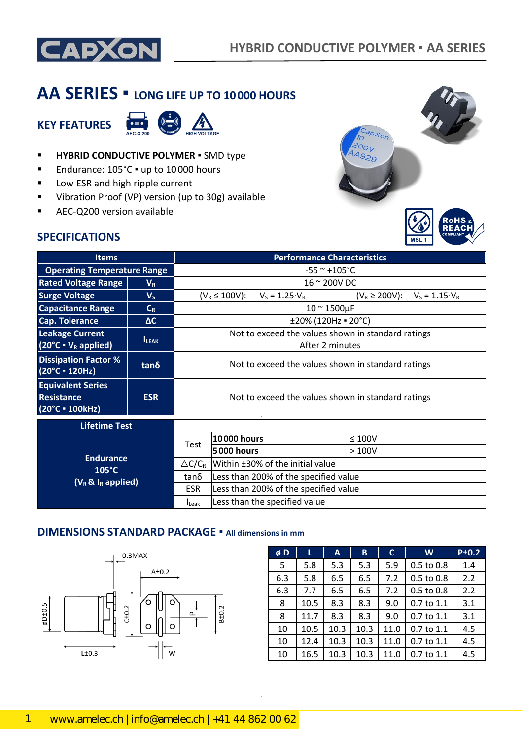# AA SERIES ▪ LONG LIFE UP TO 10 000 HOURS

## KEY FEATURES

AEC-Q 200 | HIGH VIBRATION | HIGH VOLTAGE

- **HYBRID CONDUCTIVE POLYMER** ▪ SMD type
- Endurance: 105°C ▪ up to 10 000 hours
- Low ESR and high ripple current
- Vibration Proof (VP) version (up to 30g) available
- AEC-Q200 version available

MSL 1 | RoHS & REACH COMPLIANT

## SPECIFICATIONS

| Items | | Performance Characteristics |
|---|---|---|
| Operating Temperature Range | | -55 ~ +105°C |
| Rated Voltage Range | $V_R$ | 16 ~ 200V DC |
| Surge Voltage | $V_S$ | ($V_R \leq 100V$): $V_S = 1.25 \cdot V_R$ ($V_R \geq 200V$): $V_S = 1.15 \cdot V_R$ |
| Capacitance Range | $C_R$ | 10 ~ 1500µF |
| Cap. Tolerance | ΔC | ±20% (120Hz ▪ 20°C) |
| Leakage Current (20°C ▪ $V_R$ applied) | $I_{LEAK}$ | Not to exceed the values shown in standard ratings After 2 minutes |
| Dissipation Factor % (20°C ▪ 120Hz) | tanδ | Not to exceed the values shown in standard ratings |
| Equivalent Series Resistance (20°C ▪ 100kHz) | ESR | Not to exceed the values shown in standard ratings |

| Lifetime Test | | | |
|---|---|---|---|
| Endurance 105°C ($V_R$ & $I_R$ applied) | Test | **10 000 hours** | ≤ 100V |
| | | **5 000 hours** | > 100V |
| | $\triangle C/C_R$ | Within ±30% of the initial value | |
| | tanδ | Less than 200% of the specified value | |
| | ESR | Less than 200% of the specified value | |
| | $I_{Leak}$ | Less than the specified value | |

## DIMENSIONS STANDARD PACKAGE ▪ All dimensions in mm

0.3MAX, A±0.2, øD±0.5, C±0.2, P, B±0.2, L±0.3, W

| ø D | L | A | B | C | W | P±0.2 |
|---|---|---|---|---|---|---|
| 5 | 5.8 | 5.3 | 5.3 | 5.9 | 0.5 to 0.8 | 1.4 |
| 6.3 | 5.8 | 6.5 | 6.5 | 7.2 | 0.5 to 0.8 | 2.2 |
| 6.3 | 7.7 | 6.5 | 6.5 | 7.2 | 0.5 to 0.8 | 2.2 |
| 8 | 10.5 | 8.3 | 8.3 | 9.0 | 0.7 to 1.1 | 3.1 |
| 8 | 11.7 | 8.3 | 8.3 | 9.0 | 0.7 to 1.1 | 3.1 |
| 10 | 10.5 | 10.3 | 10.3 | 11.0 | 0.7 to 1.1 | 4.5 |
| 10 | 12.4 | 10.3 | 10.3 | 11.0 | 0.7 to 1.1 | 4.5 |
| 10 | 16.5 | 10.3 | 10.3 | 11.0 | 0.7 to 1.1 | 4.5 |

www.amelec.ch | info@amelec.ch | +41 44 862 00 62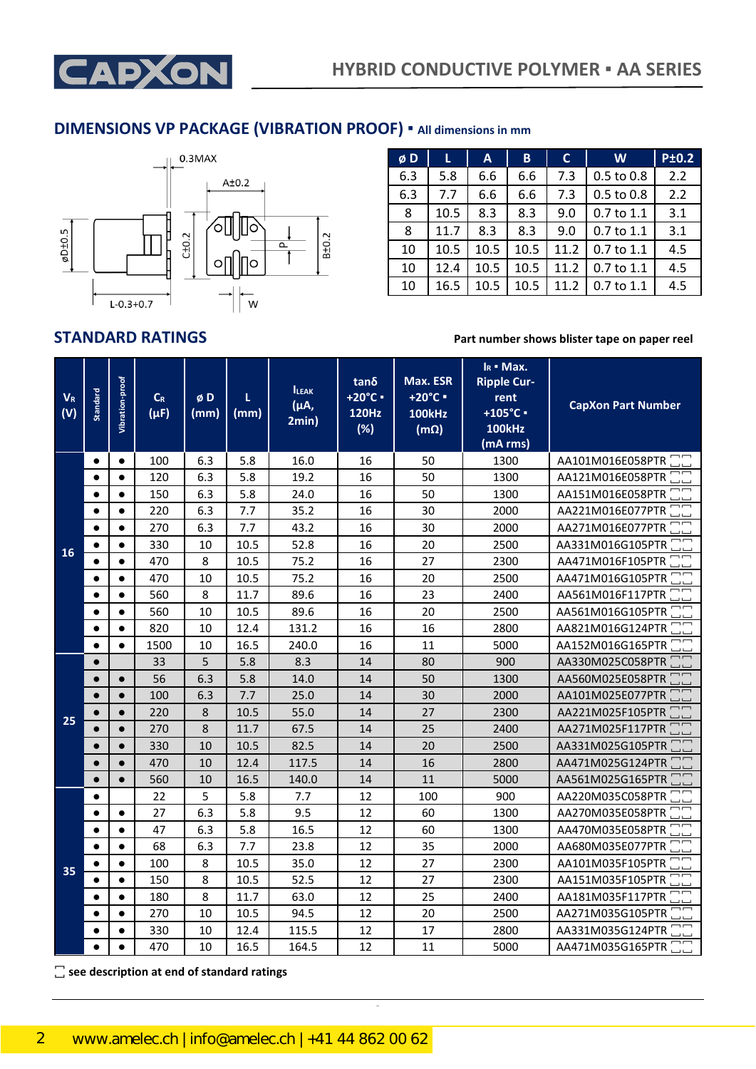## DIMENSIONS VP PACKAGE (VIBRATION PROOF) ▪ All dimensions in mm

| ø D | L | A | B | C | W | P±0.2 |
|---|---|---|---|---|---|---|
| 6.3 | 5.8 | 6.6 | 6.6 | 7.3 | 0.5 to 0.8 | 2.2 |
| 6.3 | 7.7 | 6.6 | 6.6 | 7.3 | 0.5 to 0.8 | 2.2 |
| 8 | 10.5 | 8.3 | 8.3 | 9.0 | 0.7 to 1.1 | 3.1 |
| 8 | 11.7 | 8.3 | 8.3 | 9.0 | 0.7 to 1.1 | 3.1 |
| 10 | 10.5 | 10.5 | 10.5 | 11.2 | 0.7 to 1.1 | 4.5 |
| 10 | 12.4 | 10.5 | 10.5 | 11.2 | 0.7 to 1.1 | 4.5 |
| 10 | 16.5 | 10.5 | 10.5 | 11.2 | 0.7 to 1.1 | 4.5 |

## STANDARD RATINGS

**Part number shows blister tape on paper reel**

| $V_R$ (V) | Standard | Vibration-proof | $C_R$ (µF) | ø D (mm) | L (mm) | $I_{LEAK}$ (µA, 2min) | tanδ +20°C ▪ 120Hz (%) | Max. ESR +20°C ▪ 100kHz (mΩ) | $I_R$ ▪ Max. Ripple Current +105°C ▪ 100kHz (mA rms) | CapXon Part Number |
|---|---|---|---|---|---|---|---|---|---|---|
| 16 | ● | ● | 100 | 6.3 | 5.8 | 16.0 | 16 | 50 | 1300 | AA101M016E058PTR ☐☐ |
| | ● | ● | 120 | 6.3 | 5.8 | 19.2 | 16 | 50 | 1300 | AA121M016E058PTR ☐☐ |
| | ● | ● | 150 | 6.3 | 5.8 | 24.0 | 16 | 50 | 1300 | AA151M016E058PTR ☐☐ |
| | ● | ● | 220 | 6.3 | 7.7 | 35.2 | 16 | 30 | 2000 | AA221M016E077PTR ☐☐ |
| | ● | ● | 270 | 6.3 | 7.7 | 43.2 | 16 | 30 | 2000 | AA271M016E077PTR ☐☐ |
| | ● | ● | 330 | 10 | 10.5 | 52.8 | 16 | 20 | 2500 | AA331M016G105PTR ☐☐ |
| | ● | ● | 470 | 8 | 10.5 | 75.2 | 16 | 27 | 2300 | AA471M016F105PTR ☐☐ |
| | ● | ● | 470 | 10 | 10.5 | 75.2 | 16 | 20 | 2500 | AA471M016G105PTR ☐☐ |
| | ● | ● | 560 | 8 | 11.7 | 89.6 | 16 | 23 | 2400 | AA561M016F117PTR ☐☐ |
| | ● | ● | 560 | 10 | 10.5 | 89.6 | 16 | 20 | 2500 | AA561M016G105PTR ☐☐ |
| | ● | ● | 820 | 10 | 12.4 | 131.2 | 16 | 16 | 2800 | AA821M016G124PTR ☐☐ |
| | ● | ● | 1500 | 10 | 16.5 | 240.0 | 16 | 11 | 5000 | AA152M016G165PTR ☐☐ |
| 25 | ● | | 33 | 5 | 5.8 | 8.3 | 14 | 80 | 900 | AA330M025C058PTR ☐☐ |
| | ● | ● | 56 | 6.3 | 5.8 | 14.0 | 14 | 50 | 1300 | AA560M025E058PTR ☐☐ |
| | ● | ● | 100 | 6.3 | 7.7 | 25.0 | 14 | 30 | 2000 | AA101M025E077PTR ☐☐ |
| | ● | ● | 220 | 8 | 10.5 | 55.0 | 14 | 27 | 2300 | AA221M025F105PTR ☐☐ |
| | ● | ● | 270 | 8 | 11.7 | 67.5 | 14 | 25 | 2400 | AA271M025F117PTR ☐☐ |
| | ● | ● | 330 | 10 | 10.5 | 82.5 | 14 | 20 | 2500 | AA331M025G105PTR ☐☐ |
| | ● | ● | 470 | 10 | 12.4 | 117.5 | 14 | 16 | 2800 | AA471M025G124PTR ☐☐ |
| | ● | ● | 560 | 10 | 16.5 | 140.0 | 14 | 11 | 5000 | AA561M025G165PTR ☐☐ |
| 35 | ● | | 22 | 5 | 5.8 | 7.7 | 12 | 100 | 900 | AA220M035C058PTR ☐☐ |
| | ● | ● | 27 | 6.3 | 5.8 | 9.5 | 12 | 60 | 1300 | AA270M035E058PTR ☐☐ |
| | ● | ● | 47 | 6.3 | 5.8 | 16.5 | 12 | 60 | 1300 | AA470M035E058PTR ☐☐ |
| | ● | ● | 68 | 6.3 | 7.7 | 23.8 | 12 | 35 | 2000 | AA680M035E077PTR ☐☐ |
| | ● | ● | 100 | 8 | 10.5 | 35.0 | 12 | 27 | 2300 | AA101M035F105PTR ☐☐ |
| | ● | ● | 150 | 8 | 10.5 | 52.5 | 12 | 27 | 2300 | AA151M035F105PTR ☐☐ |
| | ● | ● | 180 | 8 | 11.7 | 63.0 | 12 | 25 | 2400 | AA181M035F117PTR ☐☐ |
| | ● | ● | 270 | 10 | 10.5 | 94.5 | 12 | 20 | 2500 | AA271M035G105PTR ☐☐ |
| | ● | ● | 330 | 10 | 12.4 | 115.5 | 12 | 17 | 2800 | AA331M035G124PTR ☐☐ |
| | ● | ● | 470 | 10 | 16.5 | 164.5 | 12 | 11 | 5000 | AA471M035G165PTR ☐☐ |

☐ **see description at end of standard ratings**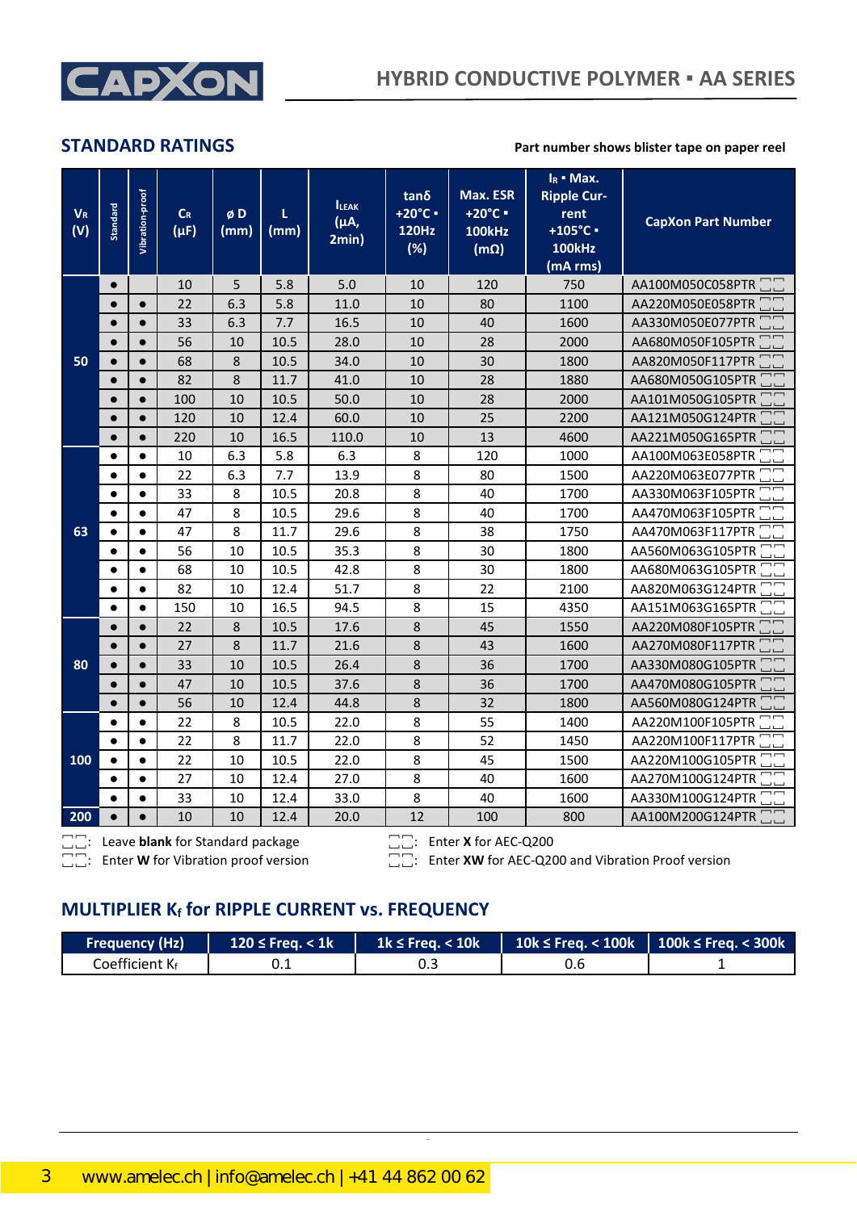## STANDARD RATINGS

**Part number shows blister tape on paper reel**

| $V_R$ (V) | Standard | Vibration-proof | $C_R$ (µF) | ø D (mm) | L (mm) | $I_{LEAK}$ (µA, 2min) | tanδ +20°C ▪ 120Hz (%) | Max. ESR +20°C ▪ 100kHz (mΩ) | $I_R$ ▪ Max. Ripple Current +105°C ▪ 100kHz (mA rms) | CapXon Part Number |
|---|---|---|---|---|---|---|---|---|---|---|
| 50 | ● | | 10 | 5 | 5.8 | 5.0 | 10 | 120 | 750 | AA100M050C058PTR ☐☐ |
| | ● | ● | 22 | 6.3 | 5.8 | 11.0 | 10 | 80 | 1100 | AA220M050E058PTR ☐☐ |
| | ● | ● | 33 | 6.3 | 7.7 | 16.5 | 10 | 40 | 1600 | AA330M050E077PTR ☐☐ |
| | ● | ● | 56 | 10 | 10.5 | 28.0 | 10 | 28 | 2000 | AA680M050F105PTR ☐☐ |
| | ● | ● | 68 | 8 | 10.5 | 34.0 | 10 | 30 | 1800 | AA820M050F117PTR ☐☐ |
| | ● | ● | 82 | 8 | 11.7 | 41.0 | 10 | 28 | 1880 | AA680M050G105PTR ☐☐ |
| | ● | ● | 100 | 10 | 10.5 | 50.0 | 10 | 28 | 2000 | AA101M050G105PTR ☐☐ |
| | ● | ● | 120 | 10 | 12.4 | 60.0 | 10 | 25 | 2200 | AA121M050G124PTR ☐☐ |
| | ● | ● | 220 | 10 | 16.5 | 110.0 | 10 | 13 | 4600 | AA221M050G165PTR ☐☐ |
| 63 | ● | ● | 10 | 6.3 | 5.8 | 6.3 | 8 | 120 | 1000 | AA100M063E058PTR ☐☐ |
| | ● | ● | 22 | 6.3 | 7.7 | 13.9 | 8 | 80 | 1500 | AA220M063E077PTR ☐☐ |
| | ● | ● | 33 | 8 | 10.5 | 20.8 | 8 | 40 | 1700 | AA330M063F105PTR ☐☐ |
| | ● | ● | 47 | 8 | 10.5 | 29.6 | 8 | 40 | 1700 | AA470M063F105PTR ☐☐ |
| | ● | ● | 47 | 8 | 11.7 | 29.6 | 8 | 38 | 1750 | AA470M063F117PTR ☐☐ |
| | ● | ● | 56 | 10 | 10.5 | 35.3 | 8 | 30 | 1800 | AA560M063G105PTR ☐☐ |
| | ● | ● | 68 | 10 | 10.5 | 42.8 | 8 | 30 | 1800 | AA680M063G105PTR ☐☐ |
| | ● | ● | 82 | 10 | 12.4 | 51.7 | 8 | 22 | 2100 | AA820M063G124PTR ☐☐ |
| | ● | ● | 150 | 10 | 16.5 | 94.5 | 8 | 15 | 4350 | AA151M063G165PTR ☐☐ |
| 80 | ● | ● | 22 | 8 | 10.5 | 17.6 | 8 | 45 | 1550 | AA220M080F105PTR ☐☐ |
| | ● | ● | 27 | 8 | 11.7 | 21.6 | 8 | 43 | 1600 | AA270M080F117PTR ☐☐ |
| | ● | ● | 33 | 10 | 10.5 | 26.4 | 8 | 36 | 1700 | AA330M080G105PTR ☐☐ |
| | ● | ● | 47 | 10 | 10.5 | 37.6 | 8 | 36 | 1700 | AA470M080G105PTR ☐☐ |
| | ● | ● | 56 | 10 | 12.4 | 44.8 | 8 | 32 | 1800 | AA560M080G124PTR ☐☐ |
| 100 | ● | ● | 22 | 8 | 10.5 | 22.0 | 8 | 55 | 1400 | AA220M100F105PTR ☐☐ |
| | ● | ● | 22 | 8 | 11.7 | 22.0 | 8 | 52 | 1450 | AA220M100F117PTR ☐☐ |
| | ● | ● | 22 | 10 | 10.5 | 22.0 | 8 | 45 | 1500 | AA220M100G105PTR ☐☐ |
| | ● | ● | 27 | 10 | 12.4 | 27.0 | 8 | 40 | 1600 | AA270M100G124PTR ☐☐ |
| | ● | ● | 33 | 10 | 12.4 | 33.0 | 8 | 40 | 1600 | AA330M100G124PTR ☐☐ |
| 200 | ● | ● | 10 | 10 | 12.4 | 20.0 | 12 | 100 | 800 | AA100M200G124PTR ☐☐ |

☐☐: Leave **blank** for Standard package
☐☐: Enter **W** for Vibration proof version
☐☐: Enter **X** for AEC-Q200
☐☐: Enter **XW** for AEC-Q200 and Vibration Proof version

## MULTIPLIER $K_f$ for RIPPLE CURRENT vs. FREQUENCY

| Frequency (Hz) | 120 ≤ Freq. < 1k | 1k ≤ Freq. < 10k | 10k ≤ Freq. < 100k | 100k ≤ Freq. < 300k |
|---|---|---|---|---|
| Coefficient $K_f$ | 0.1 | 0.3 | 0.6 | 1 |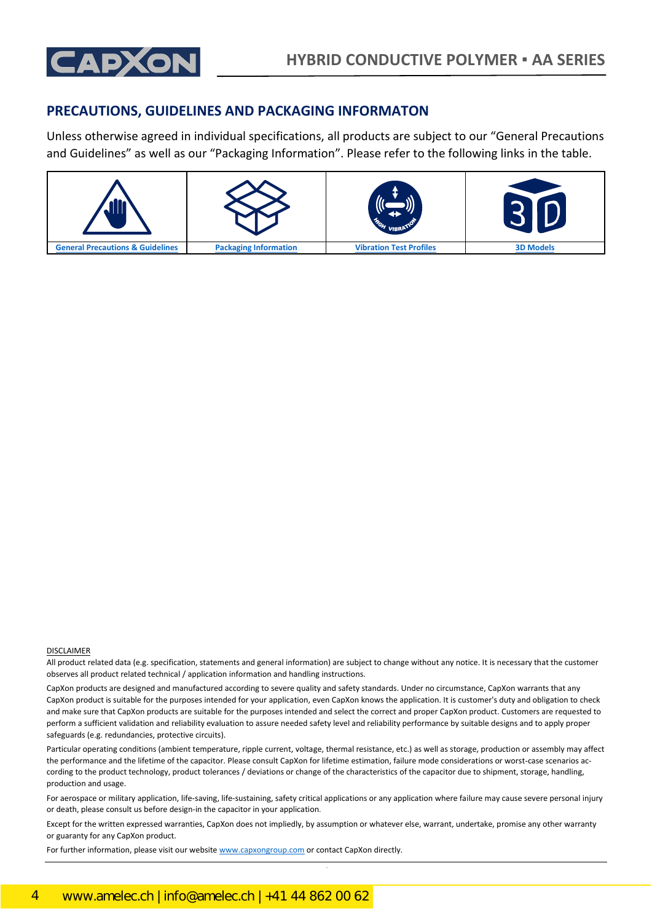## PRECAUTIONS, GUIDELINES AND PACKAGING INFORMATON

Unless otherwise agreed in individual specifications, all products are subject to our "General Precautions and Guidelines" as well as our "Packaging Information". Please refer to the following links in the table.

| | | | |
|---|---|---|---|
| General Precautions & Guidelines | Packaging Information | Vibration Test Profiles | 3D Models |

DISCLAIMER

All product related data (e.g. specification, statements and general information) are subject to change without any notice. It is necessary that the customer observes all product related technical / application information and handling instructions.

CapXon products are designed and manufactured according to severe quality and safety standards. Under no circumstance, CapXon warrants that any CapXon product is suitable for the purposes intended for your application, even CapXon knows the application. It is customer's duty and obligation to check and make sure that CapXon products are suitable for the purposes intended and select the correct and proper CapXon product. Customers are requested to perform a sufficient validation and reliability evaluation to assure needed safety level and reliability performance by suitable designs and to apply proper safeguards (e.g. redundancies, protective circuits).

Particular operating conditions (ambient temperature, ripple current, voltage, thermal resistance, etc.) as well as storage, production or assembly may affect the performance and the lifetime of the capacitor. Please consult CapXon for lifetime estimation, failure mode considerations or worst-case scenarios according to the product technology, product tolerances / deviations or change of the characteristics of the capacitor due to shipment, storage, handling, production and usage.

For aerospace or military application, life-saving, life-sustaining, safety critical applications or any application where failure may cause severe personal injury or death, please consult us before design-in the capacitor in your application.

Except for the written expressed warranties, CapXon does not impliedly, by assumption or whatever else, warrant, undertake, promise any other warranty or guaranty for any CapXon product.

For further information, please visit our website www.capxongroup.com or contact CapXon directly.